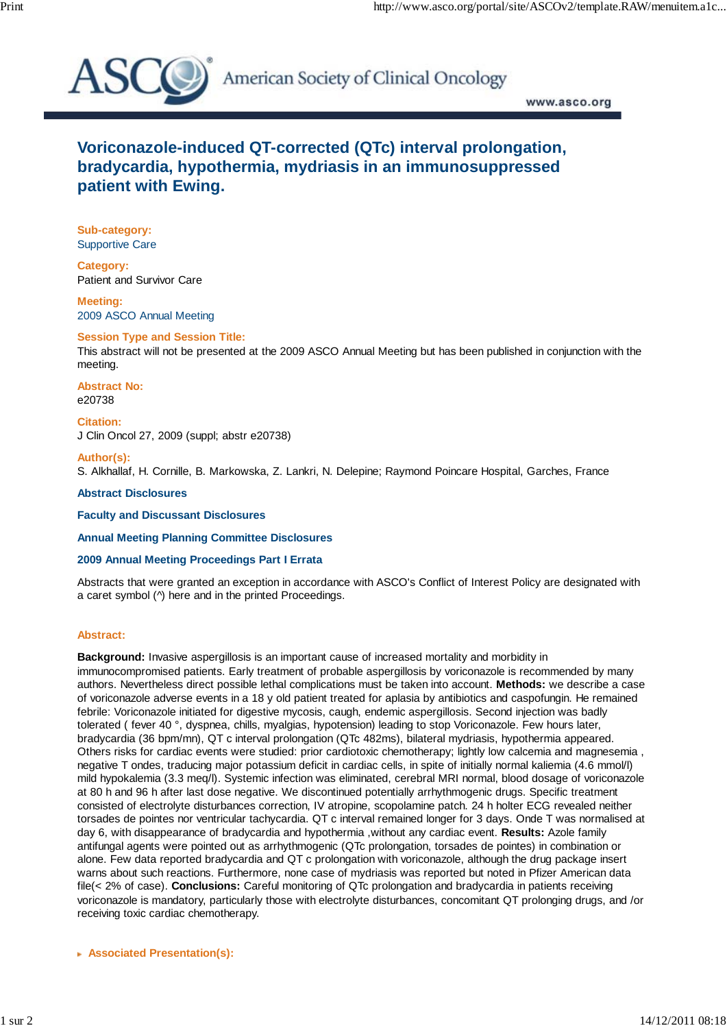# Voriconazole-induced QT-corrected (QTc) interval prolongation, bradycardia, hypothermia, mydriasis in an immunosuppressed patient with Ewing.

**Sub-category:**
Supportive Care

**Category:**
Patient and Survivor Care

**Meeting:**
2009 ASCO Annual Meeting

**Session Type and Session Title:**
This abstract will not be presented at the 2009 ASCO Annual Meeting but has been published in conjunction with the meeting.

**Abstract No:**
e20738

**Citation:**
J Clin Oncol 27, 2009 (suppl; abstr e20738)

**Author(s):**
S. Alkhallaf, H. Cornille, B. Markowska, Z. Lankri, N. Delepine; Raymond Poincare Hospital, Garches, France

**Abstract Disclosures**

**Faculty and Discussant Disclosures**

**Annual Meeting Planning Committee Disclosures**

**2009 Annual Meeting Proceedings Part I Errata**

Abstracts that were granted an exception in accordance with ASCO's Conflict of Interest Policy are designated with a caret symbol (^) here and in the printed Proceedings.

**Abstract:**

**Background:** Invasive aspergillosis is an important cause of increased mortality and morbidity in immunocompromised patients. Early treatment of probable aspergillosis by voriconazole is recommended by many authors. Nevertheless direct possible lethal complications must be taken into account. **Methods:** we describe a case of voriconazole adverse events in a 18 y old patient treated for aplasia by antibiotics and caspofungin. He remained febrile: Voriconazole initiated for digestive mycosis, caugh, endemic aspergillosis. Second injection was badly tolerated ( fever 40 °, dyspnea, chills, myalgias, hypotension) leading to stop Voriconazole. Few hours later, bradycardia (36 bpm/mn), QT c interval prolongation (QTc 482ms), bilateral mydriasis, hypothermia appeared. Others risks for cardiac events were studied: prior cardiotoxic chemotherapy; lightly low calcemia and magnesemia , negative T ondes, traducing major potassium deficit in cardiac cells, in spite of initially normal kaliemia (4.6 mmol/l) mild hypokalemia (3.3 meq/l). Systemic infection was eliminated, cerebral MRI normal, blood dosage of voriconazole at 80 h and 96 h after last dose negative. We discontinued potentially arrhythmogenic drugs. Specific treatment consisted of electrolyte disturbances correction, IV atropine, scopolamine patch. 24 h holter ECG revealed neither torsades de pointes nor ventricular tachycardia. QT c interval remained longer for 3 days. Onde T was normalised at day 6, with disappearance of bradycardia and hypothermia ,without any cardiac event. **Results:** Azole family antifungal agents were pointed out as arrhythmogenic (QTc prolongation, torsades de pointes) in combination or alone. Few data reported bradycardia and QT c prolongation with voriconazole, although the drug package insert warns about such reactions. Furthermore, none case of mydriasis was reported but noted in Pfizer American data file(< 2% of case). **Conclusions:** Careful monitoring of QTc prolongation and bradycardia in patients receiving voriconazole is mandatory, particularly those with electrolyte disturbances, concomitant QT prolonging drugs, and /or receiving toxic cardiac chemotherapy.

**Associated Presentation(s):**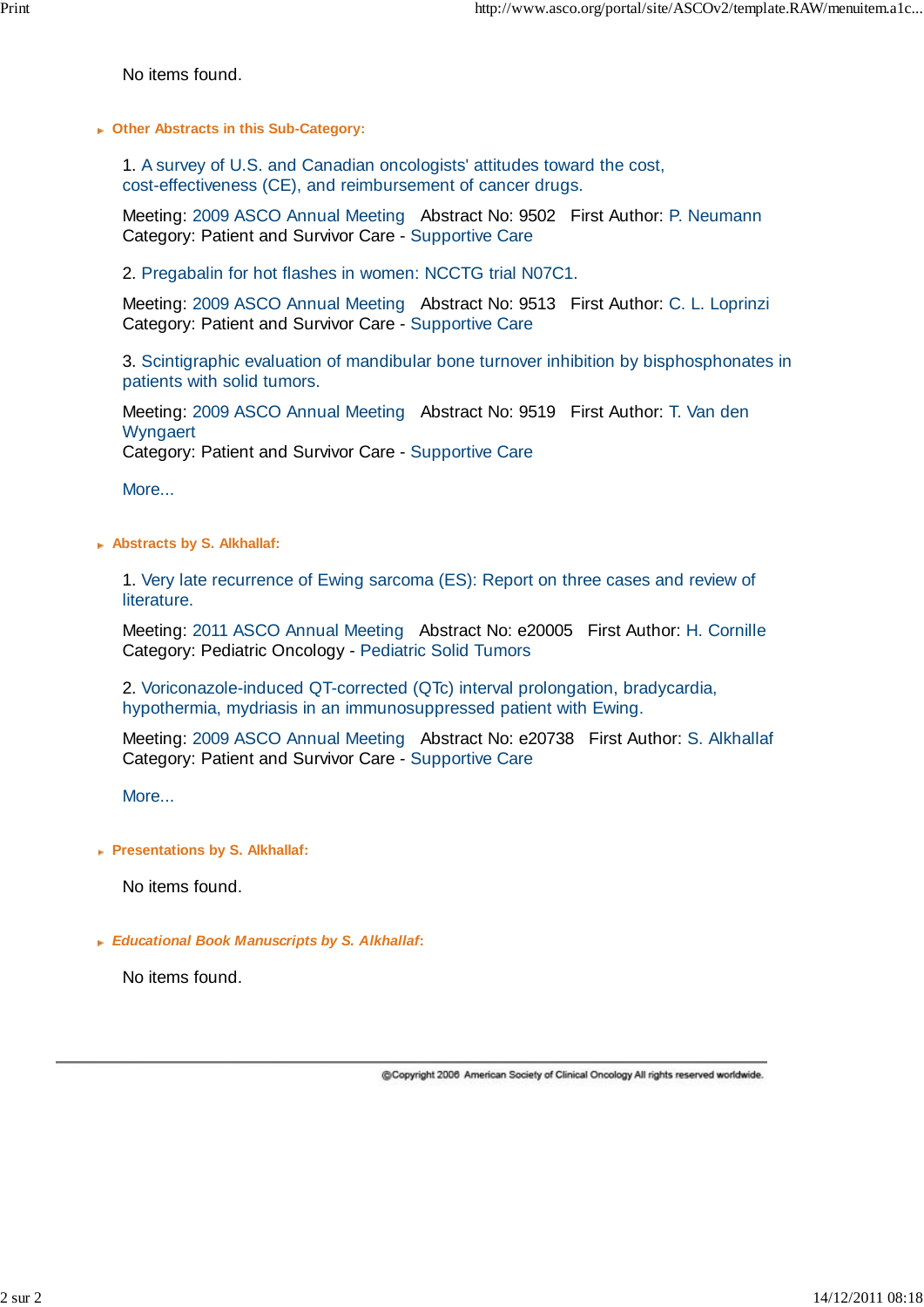No items found.

**Other Abstracts in this Sub-Category:**

1. A survey of U.S. and Canadian oncologists' attitudes toward the cost, cost-effectiveness (CE), and reimbursement of cancer drugs.

Meeting: 2009 ASCO Annual Meeting   Abstract No: 9502   First Author: P. Neumann
Category: Patient and Survivor Care - Supportive Care

2. Pregabalin for hot flashes in women: NCCTG trial N07C1.

Meeting: 2009 ASCO Annual Meeting   Abstract No: 9513   First Author: C. L. Loprinzi
Category: Patient and Survivor Care - Supportive Care

3. Scintigraphic evaluation of mandibular bone turnover inhibition by bisphosphonates in patients with solid tumors.

Meeting: 2009 ASCO Annual Meeting   Abstract No: 9519   First Author: T. Van den Wyngaert
Category: Patient and Survivor Care - Supportive Care

More...

**Abstracts by S. Alkhallaf:**

1. Very late recurrence of Ewing sarcoma (ES): Report on three cases and review of literature.

Meeting: 2011 ASCO Annual Meeting   Abstract No: e20005   First Author: H. Cornille
Category: Pediatric Oncology - Pediatric Solid Tumors

2. Voriconazole-induced QT-corrected (QTc) interval prolongation, bradycardia, hypothermia, mydriasis in an immunosuppressed patient with Ewing.

Meeting: 2009 ASCO Annual Meeting   Abstract No: e20738   First Author: S. Alkhallaf
Category: Patient and Survivor Care - Supportive Care

More...

**Presentations by S. Alkhallaf:**

No items found.

***Educational Book Manuscripts by S. Alkhallaf*:**

No items found.

©Copyright 2006 American Society of Clinical Oncology All rights reserved worldwide.